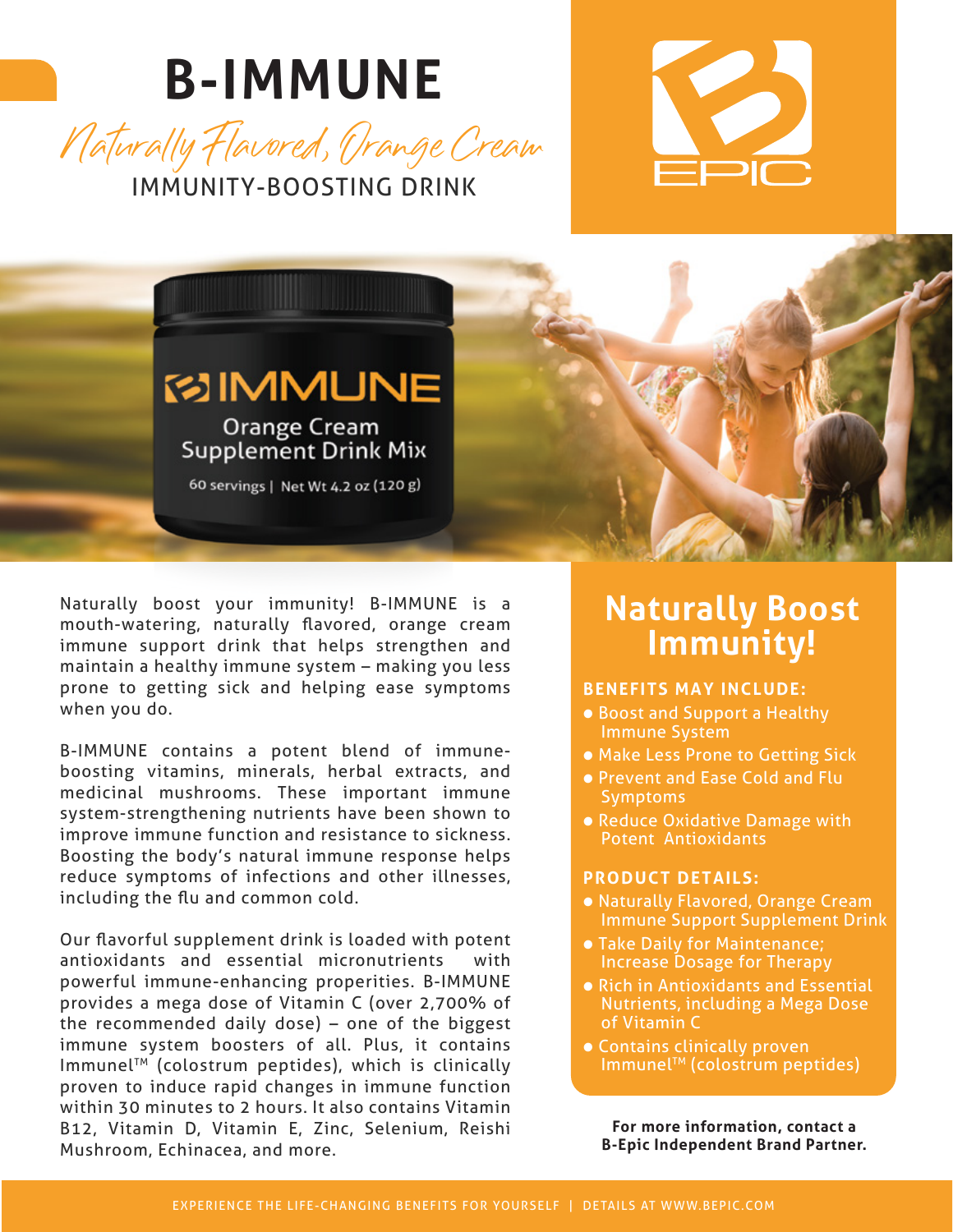# B-IMMUNE

*Naturally Flavored, Orange Cream*

IMMUNITY-BOOSTING DRINK

Naturally boost your immunity! B-IMMUNE is a mouth-watering, naturally flavored, orange cream immune support drink that helps strengthen and maintain a healthy immune system – making you less prone to getting sick and helping ease symptoms when you do.

B-IMMUNE contains a potent blend of immune-boosting vitamins, minerals, herbal extracts, and medicinal mushrooms. These important immune system-strengthening nutrients have been shown to improve immune function and resistance to sickness. Boosting the body's natural immune response helps reduce symptoms of infections and other illnesses, including the flu and common cold.

Our flavorful supplement drink is loaded with potent antioxidants and essential micronutrients with powerful immune-enhancing properities. B-IMMUNE provides a mega dose of Vitamin C (over 2,700% of the recommended daily dose) – one of the biggest immune system boosters of all. Plus, it contains Immunel™ (colostrum peptides), which is clinically proven to induce rapid changes in immune function within 30 minutes to 2 hours. It also contains Vitamin B12, Vitamin D, Vitamin E, Zinc, Selenium, Reishi Mushroom, Echinacea, and more.

## Naturally Boost Immunity!

**BENEFITS MAY INCLUDE:**

- Boost and Support a Healthy Immune System
- Make Less Prone to Getting Sick
- Prevent and Ease Cold and Flu Symptoms
- Reduce Oxidative Damage with Potent Antioxidants

**PRODUCT DETAILS:**

- Naturally Flavored, Orange Cream Immune Support Supplement Drink
- Take Daily for Maintenance; Increase Dosage for Therapy
- Rich in Antioxidants and Essential Nutrients, including a Mega Dose of Vitamin C
- Contains clinically proven Immunel™ (colostrum peptides)

**For more information, contact a B-Epic Independent Brand Partner.**

EXPERIENCE THE LIFE-CHANGING BENEFITS FOR YOURSELF | DETAILS AT WWW.BEPIC.COM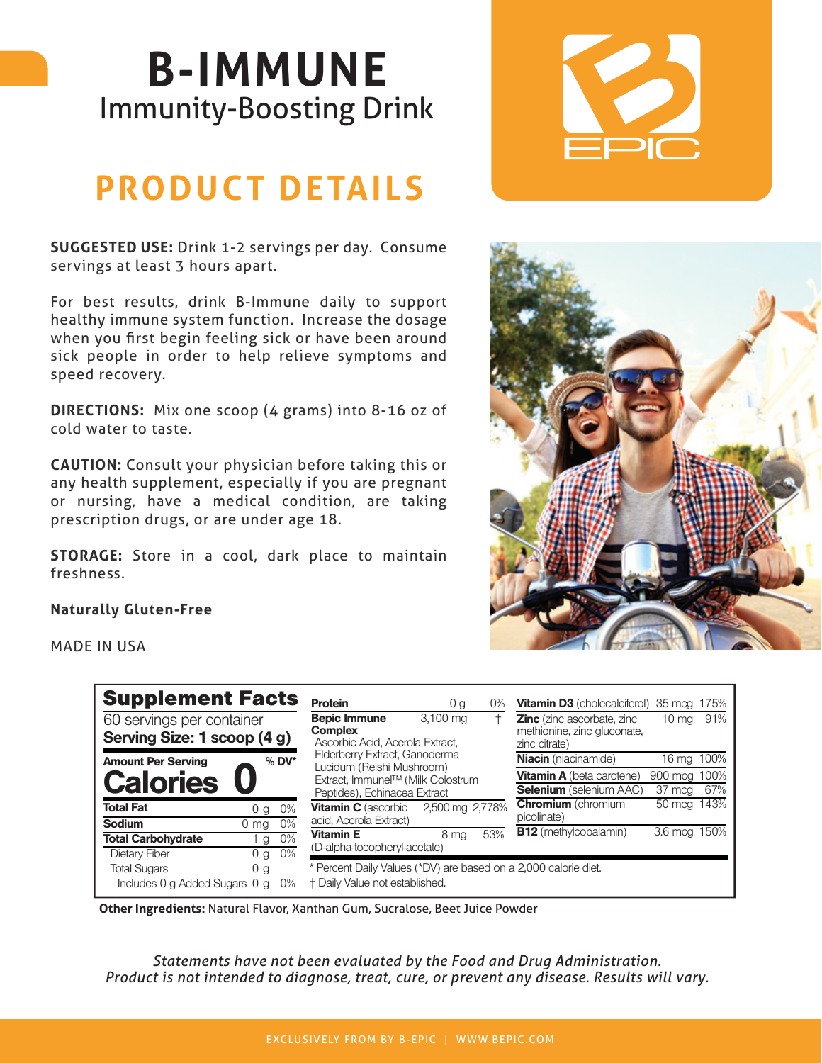# B-IMMUNE

Immunity-Boosting Drink

## PRODUCT DETAILS

**SUGGESTED USE:** Drink 1-2 servings per day. Consume servings at least 3 hours apart.

For best results, drink B-Immune daily to support healthy immune system function. Increase the dosage when you first begin feeling sick or have been around sick people in order to help relieve symptoms and speed recovery.

**DIRECTIONS:** Mix one scoop (4 grams) into 8-16 oz of cold water to taste.

**CAUTION:** Consult your physician before taking this or any health supplement, especially if you are pregnant or nursing, have a medical condition, are taking prescription drugs, or are under age 18.

**STORAGE:** Store in a cool, dark place to maintain freshness.

**Naturally Gluten-Free**

MADE IN USA

## Supplement Facts

60 servings per container

**Serving Size: 1 scoop (4 g)**

| Amount Per Serving | | % DV* |
|---|---|---|
| **Calories** | **0** | |
| **Total Fat** | 0 g | 0% |
| **Sodium** | 0 mg | 0% |
| **Total Carbohydrate** | 1 g | 0% |
| Dietary Fiber | 0 g | 0% |
| Total Sugars | 0 g | |
| Includes 0 g Added Sugars | 0 g | 0% |
| **Protein** | 0 g | 0% |
| **Bepic Immune Complex** Ascorbic Acid, Acerola Extract, Elderberry Extract, Ganoderma Lucidum (Reishi Mushroom) Extract, Immunel™ (Milk Colostrum Peptides), Echinacea Extract | 3,100 mg | † |
| **Vitamin C** (ascorbic acid, Acerola Extract) | 2,500 mg | 2,778% |
| **Vitamin E** (D-alpha-tocopheryl-acetate) | 8 mg | 53% |
| **Vitamin D3** (cholecalciferol) | 35 mcg | 175% |
| **Zinc** (zinc ascorbate, zinc methionine, zinc gluconate, zinc citrate) | 10 mg | 91% |
| **Niacin** (niacinamide) | 16 mg | 100% |
| **Vitamin A** (beta carotene) | 900 mcg | 100% |
| **Selenium** (selenium AAC) | 37 mcg | 67% |
| **Chromium** (chromium picolinate) | 50 mcg | 143% |
| **B12** (methylcobalamin) | 3.6 mcg | 150% |

* Percent Daily Values (*DV) are based on a 2,000 calorie diet.
† Daily Value not established.

**Other Ingredients:** Natural Flavor, Xanthan Gum, Sucralose, Beet Juice Powder

*Statements have not been evaluated by the Food and Drug Administration.*
*Product is not intended to diagnose, treat, cure, or prevent any disease. Results will vary.*

EXCLUSIVELY FROM BY B-EPIC | WWW.BEPIC.COM